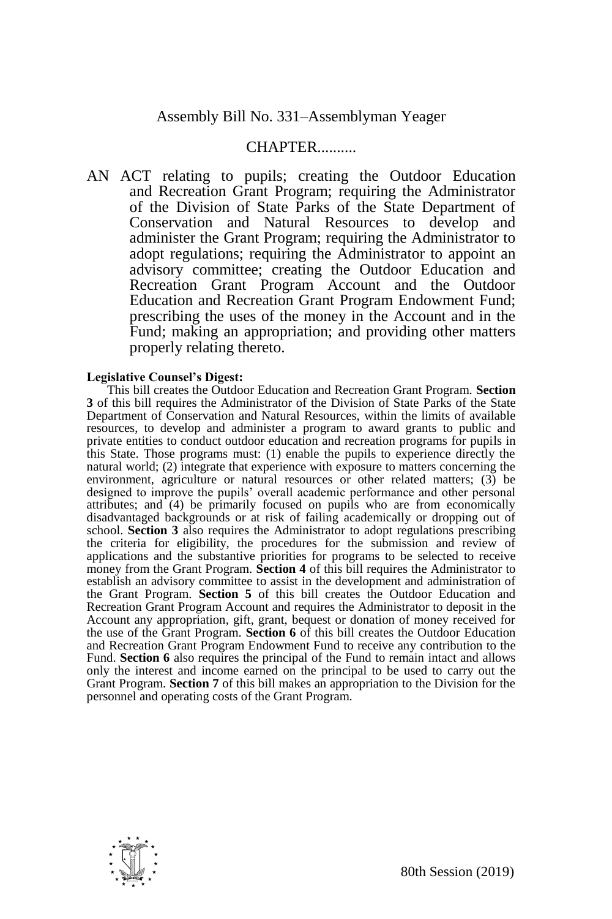Assembly Bill No. 331–Assemblyman Yeager

CHAPTER..........

AN ACT relating to pupils; creating the Outdoor Education and Recreation Grant Program; requiring the Administrator of the Division of State Parks of the State Department of Conservation and Natural Resources to develop and administer the Grant Program; requiring the Administrator to adopt regulations; requiring the Administrator to appoint an advisory committee; creating the Outdoor Education and Recreation Grant Program Account and the Outdoor Education and Recreation Grant Program Endowment Fund; prescribing the uses of the money in the Account and in the Fund; making an appropriation; and providing other matters properly relating thereto.

**Legislative Counsel's Digest:**

This bill creates the Outdoor Education and Recreation Grant Program. **Section 3** of this bill requires the Administrator of the Division of State Parks of the State Department of Conservation and Natural Resources, within the limits of available resources, to develop and administer a program to award grants to public and private entities to conduct outdoor education and recreation programs for pupils in this State. Those programs must: (1) enable the pupils to experience directly the natural world; (2) integrate that experience with exposure to matters concerning the environment, agriculture or natural resources or other related matters; (3) be designed to improve the pupils' overall academic performance and other personal attributes; and (4) be primarily focused on pupils who are from economically disadvantaged backgrounds or at risk of failing academically or dropping out of school. **Section 3** also requires the Administrator to adopt regulations prescribing the criteria for eligibility, the procedures for the submission and review of applications and the substantive priorities for programs to be selected to receive money from the Grant Program. **Section 4** of this bill requires the Administrator to establish an advisory committee to assist in the development and administration of the Grant Program. **Section 5** of this bill creates the Outdoor Education and Recreation Grant Program Account and requires the Administrator to deposit in the Account any appropriation, gift, grant, bequest or donation of money received for the use of the Grant Program. **Section 6** of this bill creates the Outdoor Education and Recreation Grant Program Endowment Fund to receive any contribution to the Fund. **Section 6** also requires the principal of the Fund to remain intact and allows only the interest and income earned on the principal to be used to carry out the Grant Program. **Section 7** of this bill makes an appropriation to the Division for the personnel and operating costs of the Grant Program.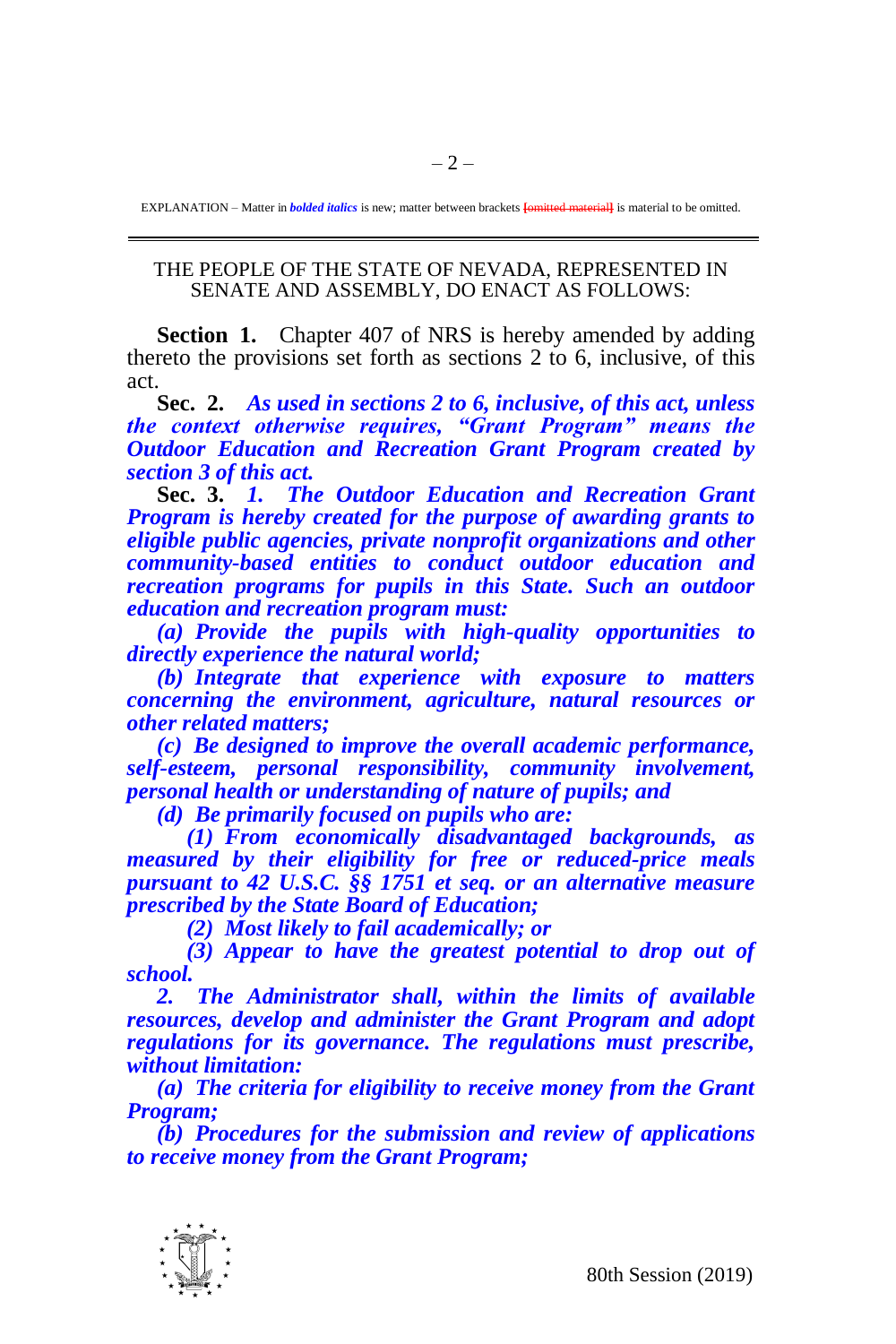EXPLANATION – Matter in ***bolded italics*** is new; matter between brackets [omitted material] is material to be omitted.

THE PEOPLE OF THE STATE OF NEVADA, REPRESENTED IN SENATE AND ASSEMBLY, DO ENACT AS FOLLOWS:

**Section 1.** Chapter 407 of NRS is hereby amended by adding thereto the provisions set forth as sections 2 to 6, inclusive, of this act.

**Sec. 2.** ***As used in sections 2 to 6, inclusive, of this act, unless the context otherwise requires, "Grant Program" means the Outdoor Education and Recreation Grant Program created by section 3 of this act.***

**Sec. 3.** ***1. The Outdoor Education and Recreation Grant Program is hereby created for the purpose of awarding grants to eligible public agencies, private nonprofit organizations and other community-based entities to conduct outdoor education and recreation programs for pupils in this State. Such an outdoor education and recreation program must:***

***(a) Provide the pupils with high-quality opportunities to directly experience the natural world;***

***(b) Integrate that experience with exposure to matters concerning the environment, agriculture, natural resources or other related matters;***

***(c) Be designed to improve the overall academic performance, self-esteem, personal responsibility, community involvement, personal health or understanding of nature of pupils; and***

***(d) Be primarily focused on pupils who are:***

***(1) From economically disadvantaged backgrounds, as measured by their eligibility for free or reduced-price meals pursuant to 42 U.S.C. §§ 1751 et seq. or an alternative measure prescribed by the State Board of Education;***

***(2) Most likely to fail academically; or***

***(3) Appear to have the greatest potential to drop out of school.***

***2. The Administrator shall, within the limits of available resources, develop and administer the Grant Program and adopt regulations for its governance. The regulations must prescribe, without limitation:***

***(a) The criteria for eligibility to receive money from the Grant Program;***

***(b) Procedures for the submission and review of applications to receive money from the Grant Program;***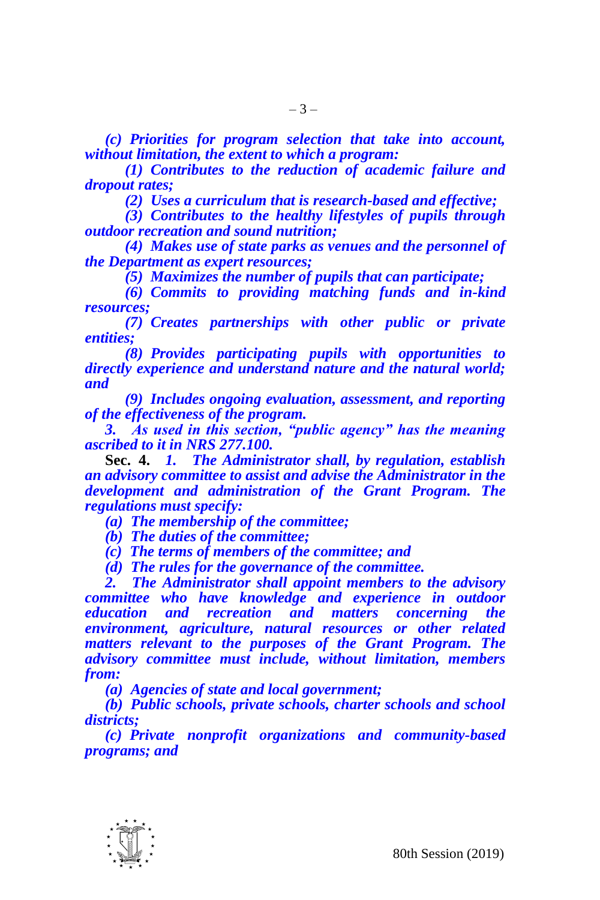*(c) Priorities for program selection that take into account, without limitation, the extent to which a program:*

*(1) Contributes to the reduction of academic failure and dropout rates;*

*(2) Uses a curriculum that is research-based and effective;*

*(3) Contributes to the healthy lifestyles of pupils through outdoor recreation and sound nutrition;*

*(4) Makes use of state parks as venues and the personnel of the Department as expert resources;*

*(5) Maximizes the number of pupils that can participate;*

*(6) Commits to providing matching funds and in-kind resources;*

*(7) Creates partnerships with other public or private entities;*

*(8) Provides participating pupils with opportunities to directly experience and understand nature and the natural world; and*

*(9) Includes ongoing evaluation, assessment, and reporting of the effectiveness of the program.*

*3. As used in this section, "public agency" has the meaning ascribed to it in NRS 277.100.*

**Sec. 4.** *1. The Administrator shall, by regulation, establish an advisory committee to assist and advise the Administrator in the development and administration of the Grant Program. The regulations must specify:*

*(a) The membership of the committee;*

*(b) The duties of the committee;*

*(c) The terms of members of the committee; and*

*(d) The rules for the governance of the committee.*

*2. The Administrator shall appoint members to the advisory committee who have knowledge and experience in outdoor education and recreation and matters concerning the environment, agriculture, natural resources or other related matters relevant to the purposes of the Grant Program. The advisory committee must include, without limitation, members from:*

*(a) Agencies of state and local government;*

*(b) Public schools, private schools, charter schools and school districts;*

*(c) Private nonprofit organizations and community-based programs; and*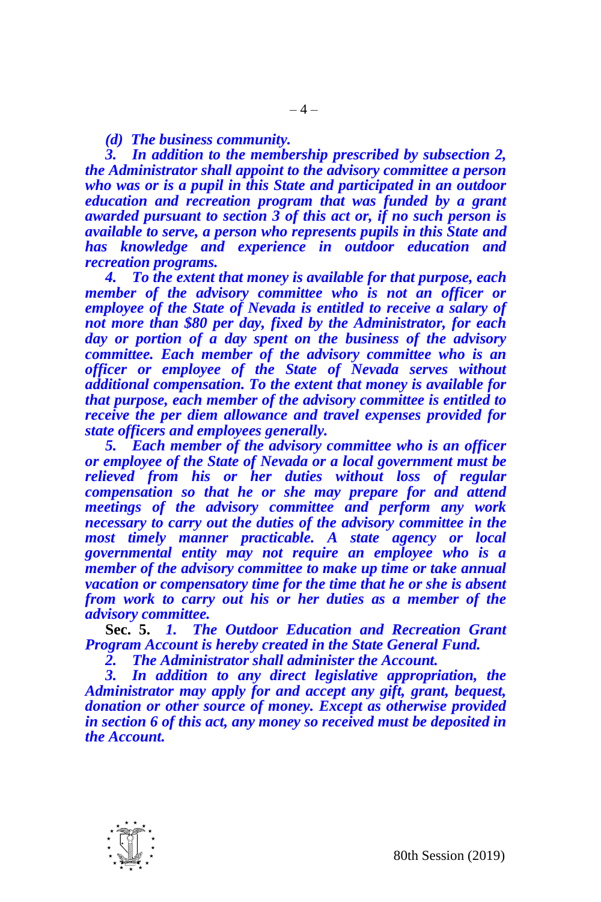*(d) The business community.*

*3. In addition to the membership prescribed by subsection 2, the Administrator shall appoint to the advisory committee a person who was or is a pupil in this State and participated in an outdoor education and recreation program that was funded by a grant awarded pursuant to section 3 of this act or, if no such person is available to serve, a person who represents pupils in this State and has knowledge and experience in outdoor education and recreation programs.*

*4. To the extent that money is available for that purpose, each member of the advisory committee who is not an officer or employee of the State of Nevada is entitled to receive a salary of not more than $80 per day, fixed by the Administrator, for each day or portion of a day spent on the business of the advisory committee. Each member of the advisory committee who is an officer or employee of the State of Nevada serves without additional compensation. To the extent that money is available for that purpose, each member of the advisory committee is entitled to receive the per diem allowance and travel expenses provided for state officers and employees generally.*

*5. Each member of the advisory committee who is an officer or employee of the State of Nevada or a local government must be relieved from his or her duties without loss of regular compensation so that he or she may prepare for and attend meetings of the advisory committee and perform any work necessary to carry out the duties of the advisory committee in the most timely manner practicable. A state agency or local governmental entity may not require an employee who is a member of the advisory committee to make up time or take annual vacation or compensatory time for the time that he or she is absent from work to carry out his or her duties as a member of the advisory committee.*

**Sec. 5.** *1. The Outdoor Education and Recreation Grant Program Account is hereby created in the State General Fund.*

*2. The Administrator shall administer the Account.*

*3. In addition to any direct legislative appropriation, the Administrator may apply for and accept any gift, grant, bequest, donation or other source of money. Except as otherwise provided in section 6 of this act, any money so received must be deposited in the Account.*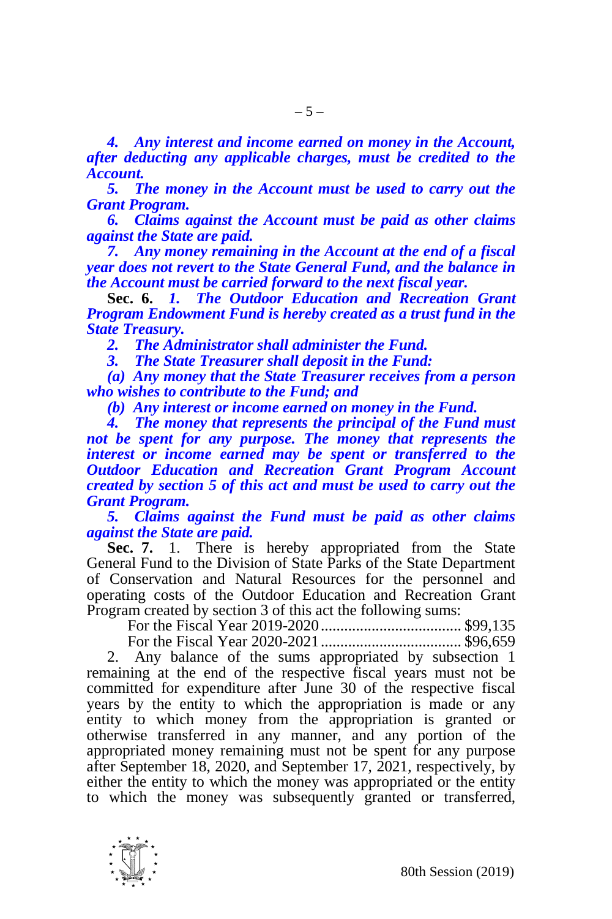***4. Any interest and income earned on money in the Account, after deducting any applicable charges, must be credited to the Account.***

***5. The money in the Account must be used to carry out the Grant Program.***

***6. Claims against the Account must be paid as other claims against the State are paid.***

***7. Any money remaining in the Account at the end of a fiscal year does not revert to the State General Fund, and the balance in the Account must be carried forward to the next fiscal year.***

**Sec. 6.** ***1. The Outdoor Education and Recreation Grant Program Endowment Fund is hereby created as a trust fund in the State Treasury.***

***2. The Administrator shall administer the Fund.***

***3. The State Treasurer shall deposit in the Fund:***

***(a) Any money that the State Treasurer receives from a person who wishes to contribute to the Fund; and***

***(b) Any interest or income earned on money in the Fund.***

***4. The money that represents the principal of the Fund must not be spent for any purpose. The money that represents the interest or income earned may be spent or transferred to the Outdoor Education and Recreation Grant Program Account created by section 5 of this act and must be used to carry out the Grant Program.***

***5. Claims against the Fund must be paid as other claims against the State are paid.***

**Sec. 7.** 1. There is hereby appropriated from the State General Fund to the Division of State Parks of the State Department of Conservation and Natural Resources for the personnel and operating costs of the Outdoor Education and Recreation Grant Program created by section 3 of this act the following sums:

For the Fiscal Year 2019-2020 .................................... $99,135
For the Fiscal Year 2020-2021 .................................... $96,659

2. Any balance of the sums appropriated by subsection 1 remaining at the end of the respective fiscal years must not be committed for expenditure after June 30 of the respective fiscal years by the entity to which the appropriation is made or any entity to which money from the appropriation is granted or otherwise transferred in any manner, and any portion of the appropriated money remaining must not be spent for any purpose after September 18, 2020, and September 17, 2021, respectively, by either the entity to which the money was appropriated or the entity to which the money was subsequently granted or transferred,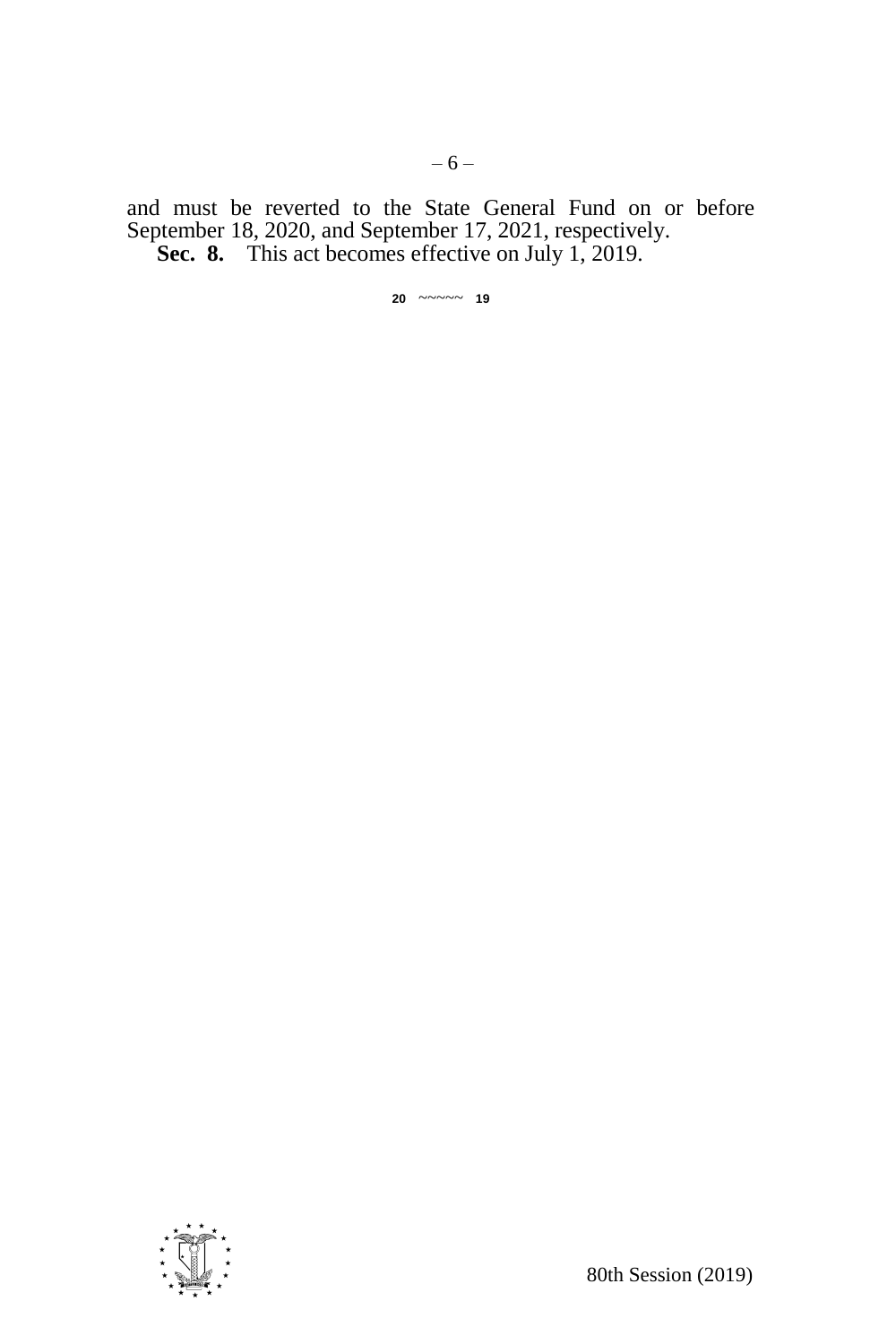and must be reverted to the State General Fund on or before September 18, 2020, and September 17, 2021, respectively.

**Sec. 8.** This act becomes effective on July 1, 2019.

**20** ~~~~~ **19**